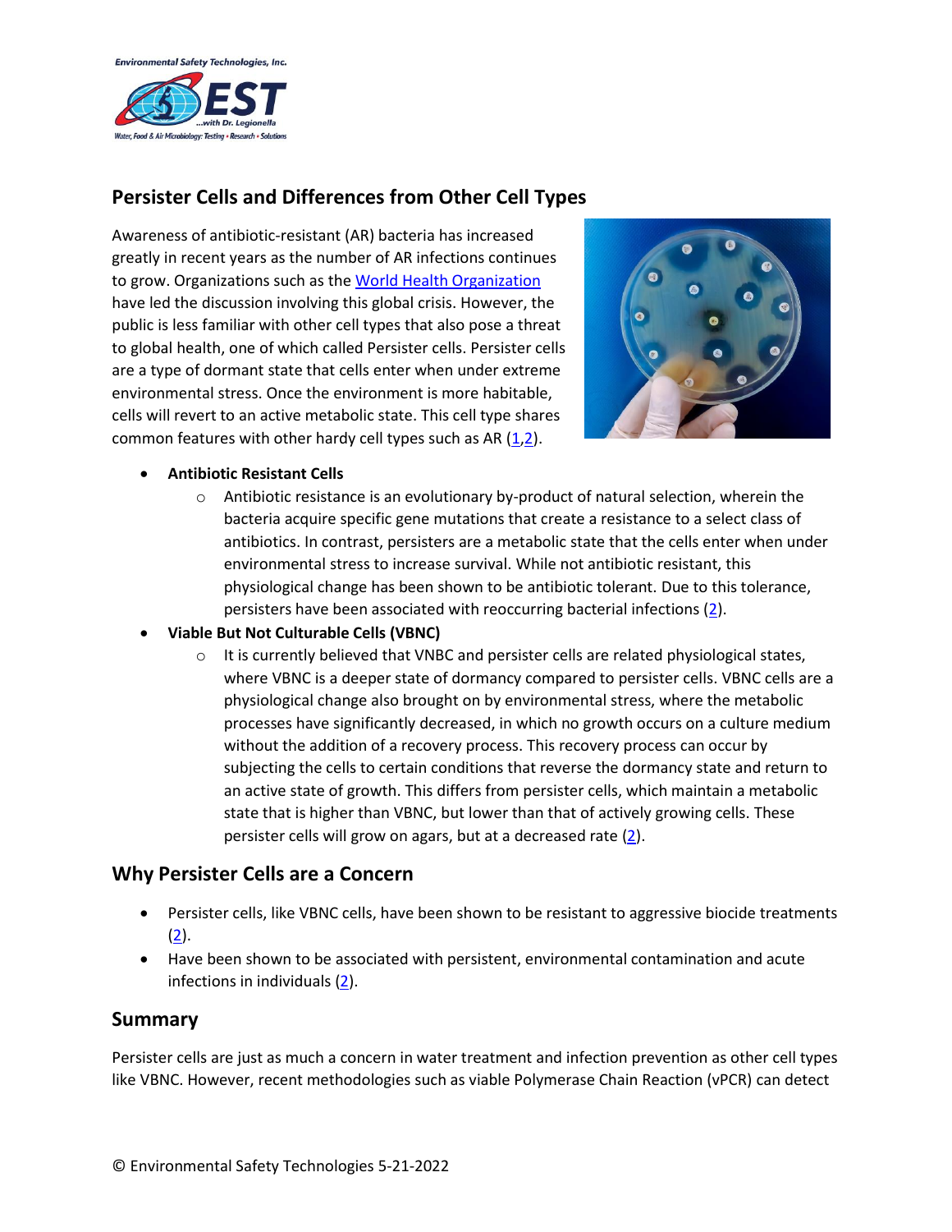# Persister Cells and Differences from Other Cell Types

Awareness of antibiotic-resistant (AR) bacteria has increased greatly in recent years as the number of AR infections continues to grow. Organizations such as the World Health Organization have led the discussion involving this global crisis. However, the public is less familiar with other cell types that also pose a threat to global health, one of which called Persister cells. Persister cells are a type of dormant state that cells enter when under extreme environmental stress. Once the environment is more habitable, cells will revert to an active metabolic state. This cell type shares common features with other hardy cell types such as AR (1,2).

- **Antibiotic Resistant Cells**
  - Antibiotic resistance is an evolutionary by-product of natural selection, wherein the bacteria acquire specific gene mutations that create a resistance to a select class of antibiotics. In contrast, persisters are a metabolic state that the cells enter when under environmental stress to increase survival. While not antibiotic resistant, this physiological change has been shown to be antibiotic tolerant. Due to this tolerance, persisters have been associated with reoccurring bacterial infections (2).
- **Viable But Not Culturable Cells (VBNC)**
  - It is currently believed that VNBC and persister cells are related physiological states, where VBNC is a deeper state of dormancy compared to persister cells. VBNC cells are a physiological change also brought on by environmental stress, where the metabolic processes have significantly decreased, in which no growth occurs on a culture medium without the addition of a recovery process. This recovery process can occur by subjecting the cells to certain conditions that reverse the dormancy state and return to an active state of growth. This differs from persister cells, which maintain a metabolic state that is higher than VBNC, but lower than that of actively growing cells. These persister cells will grow on agars, but at a decreased rate (2).

## Why Persister Cells are a Concern

- Persister cells, like VBNC cells, have been shown to be resistant to aggressive biocide treatments (2).
- Have been shown to be associated with persistent, environmental contamination and acute infections in individuals (2).

## Summary

Persister cells are just as much a concern in water treatment and infection prevention as other cell types like VBNC. However, recent methodologies such as viable Polymerase Chain Reaction (vPCR) can detect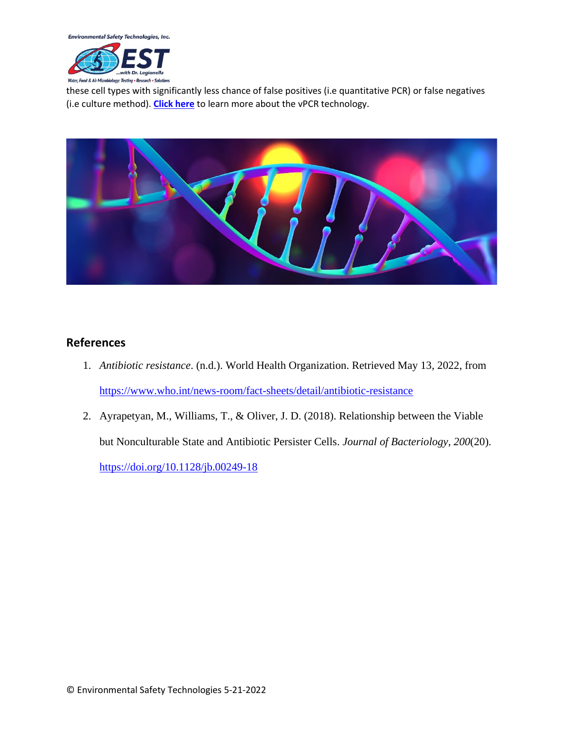these cell types with significantly less chance of false positives (i.e quantitative PCR) or false negatives (i.e culture method). **Click here** to learn more about the vPCR technology.

## References

1. *Antibiotic resistance*. (n.d.). World Health Organization. Retrieved May 13, 2022, from https://www.who.int/news-room/fact-sheets/detail/antibiotic-resistance
2. Ayrapetyan, M., Williams, T., & Oliver, J. D. (2018). Relationship between the Viable but Nonculturable State and Antibiotic Persister Cells. *Journal of Bacteriology*, *200*(20). https://doi.org/10.1128/jb.00249-18